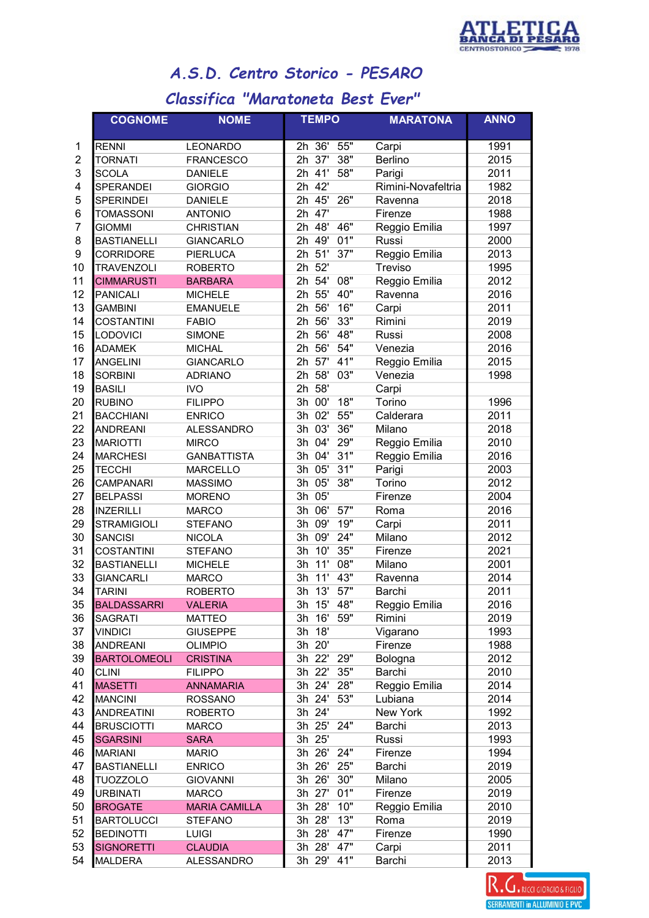# A.S.D. Centro Storico - PESARO

## Classifica "Maratoneta Best Ever"

| | COGNOME | NOME | TEMPO | MARATONA | ANNO |
|---|---|---|---|---|---|
| 1 | RENNI | LEONARDO | 2h 36' 55" | Carpi | 1991 |
| 2 | TORNATI | FRANCESCO | 2h 37' 38" | Berlino | 2015 |
| 3 | SCOLA | DANIELE | 2h 41' 58" | Parigi | 2011 |
| 4 | SPERANDEI | GIORGIO | 2h 42' | Rimini-Novafeltria | 1982 |
| 5 | SPERINDEI | DANIELE | 2h 45' 26" | Ravenna | 2018 |
| 6 | TOMASSONI | ANTONIO | 2h 47' | Firenze | 1988 |
| 7 | GIOMMI | CHRISTIAN | 2h 48' 46" | Reggio Emilia | 1997 |
| 8 | BASTIANELLI | GIANCARLO | 2h 49' 01" | Russi | 2000 |
| 9 | CORRIDORE | PIERLUCA | 2h 51' 37" | Reggio Emilia | 2013 |
| 10 | TRAVENZOLI | ROBERTO | 2h 52' | Treviso | 1995 |
| 11 | CIMMARUSTI | BARBARA | 2h 54' 08" | Reggio Emilia | 2012 |
| 12 | PANICALI | MICHELE | 2h 55' 40" | Ravenna | 2016 |
| 13 | GAMBINI | EMANUELE | 2h 56' 16" | Carpi | 2011 |
| 14 | COSTANTINI | FABIO | 2h 56' 33" | Rimini | 2019 |
| 15 | LODOVICI | SIMONE | 2h 56' 48" | Russi | 2008 |
| 16 | ADAMEK | MICHAL | 2h 56' 54" | Venezia | 2016 |
| 17 | ANGELINI | GIANCARLO | 2h 57' 41" | Reggio Emilia | 2015 |
| 18 | SORBINI | ADRIANO | 2h 58' 03" | Venezia | 1998 |
| 19 | BASILI | IVO | 2h 58' | Carpi | |
| 20 | RUBINO | FILIPPO | 3h 00' 18" | Torino | 1996 |
| 21 | BACCHIANI | ENRICO | 3h 02' 55" | Calderara | 2011 |
| 22 | ANDREANI | ALESSANDRO | 3h 03' 36" | Milano | 2018 |
| 23 | MARIOTTI | MIRCO | 3h 04' 29" | Reggio Emilia | 2010 |
| 24 | MARCHESI | GANBATTISTA | 3h 04' 31" | Reggio Emilia | 2016 |
| 25 | TECCHI | MARCELLO | 3h 05' 31" | Parigi | 2003 |
| 26 | CAMPANARI | MASSIMO | 3h 05' 38" | Torino | 2012 |
| 27 | BELPASSI | MORENO | 3h 05' | Firenze | 2004 |
| 28 | INZERILLI | MARCO | 3h 06' 57" | Roma | 2016 |
| 29 | STRAMIGIOLI | STEFANO | 3h 09' 19" | Carpi | 2011 |
| 30 | SANCISI | NICOLA | 3h 09' 24" | Milano | 2012 |
| 31 | COSTANTINI | STEFANO | 3h 10' 35" | Firenze | 2021 |
| 32 | BASTIANELLI | MICHELE | 3h 11' 08" | Milano | 2001 |
| 33 | GIANCARLI | MARCO | 3h 11' 43" | Ravenna | 2014 |
| 34 | TARINI | ROBERTO | 3h 13' 57" | Barchi | 2011 |
| 35 | BALDASSARRI | VALERIA | 3h 15' 48" | Reggio Emilia | 2016 |
| 36 | SAGRATI | MATTEO | 3h 16' 59" | Rimini | 2019 |
| 37 | VINDICI | GIUSEPPE | 3h 18' | Vigarano | 1993 |
| 38 | ANDREANI | OLIMPIO | 3h 20' | Firenze | 1988 |
| 39 | BARTOLOMEOLI | CRISTINA | 3h 22' 29" | Bologna | 2012 |
| 40 | CLINI | FILIPPO | 3h 22' 35" | Barchi | 2010 |
| 41 | MASETTI | ANNAMARIA | 3h 24' 28" | Reggio Emilia | 2014 |
| 42 | MANCINI | ROSSANO | 3h 24' 53" | Lubiana | 2014 |
| 43 | ANDREATINI | ROBERTO | 3h 24' | New York | 1992 |
| 44 | BRUSCIOTTI | MARCO | 3h 25' 24" | Barchi | 2013 |
| 45 | SGARSINI | SARA | 3h 25' | Russi | 1993 |
| 46 | MARIANI | MARIO | 3h 26' 24" | Firenze | 1994 |
| 47 | BASTIANELLI | ENRICO | 3h 26' 25" | Barchi | 2019 |
| 48 | TUOZZOLO | GIOVANNI | 3h 26' 30" | Milano | 2005 |
| 49 | URBINATI | MARCO | 3h 27' 01" | Firenze | 2019 |
| 50 | BROGATE | MARIA CAMILLA | 3h 28' 10" | Reggio Emilia | 2010 |
| 51 | BARTOLUCCI | STEFANO | 3h 28' 13" | Roma | 2019 |
| 52 | BEDINOTTI | LUIGI | 3h 28' 47" | Firenze | 1990 |
| 53 | SIGNORETTI | CLAUDIA | 3h 28' 47" | Carpi | 2011 |
| 54 | MALDERA | ALESSANDRO | 3h 29' 41" | Barchi | 2013 |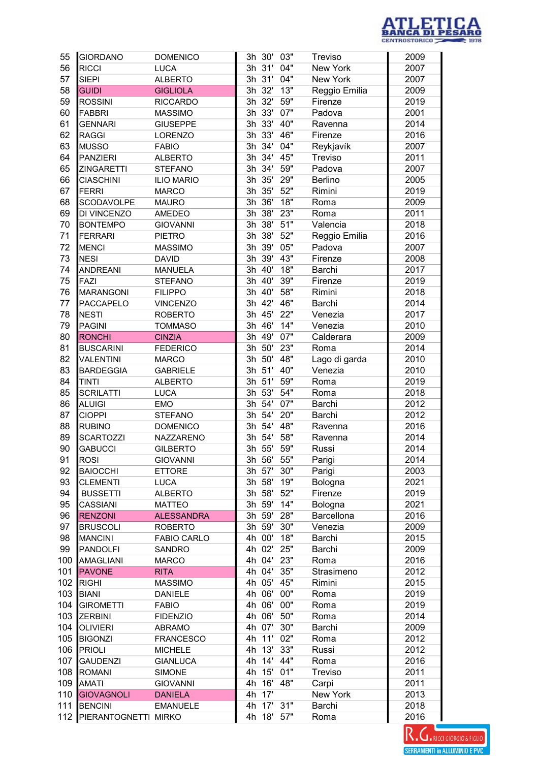| | | | | | | | |
|---|---|---|---|---|---|---|---|
| 55 | GIORDANO | DOMENICO | 3h | 30' | 03" | Treviso | 2009 |
| 56 | RICCI | LUCA | 3h | 31' | 04" | New York | 2007 |
| 57 | SIEPI | ALBERTO | 3h | 31' | 04" | New York | 2007 |
| 58 | GUIDI | GIGLIOLA | 3h | 32' | 13" | Reggio Emilia | 2009 |
| 59 | ROSSINI | RICCARDO | 3h | 32' | 59" | Firenze | 2019 |
| 60 | FABBRI | MASSIMO | 3h | 33' | 07" | Padova | 2001 |
| 61 | GENNARI | GIUSEPPE | 3h | 33' | 40" | Ravenna | 2014 |
| 62 | RAGGI | LORENZO | 3h | 33' | 46" | Firenze | 2016 |
| 63 | MUSSO | FABIO | 3h | 34' | 04" | Reykjavík | 2007 |
| 64 | PANZIERI | ALBERTO | 3h | 34' | 45" | Treviso | 2011 |
| 65 | ZINGARETTI | STEFANO | 3h | 34' | 59" | Padova | 2007 |
| 66 | CIASCHINI | ILIO MARIO | 3h | 35' | 29" | Berlino | 2005 |
| 67 | FERRI | MARCO | 3h | 35' | 52" | Rimini | 2019 |
| 68 | SCODAVOLPE | MAURO | 3h | 36' | 18" | Roma | 2009 |
| 69 | DI VINCENZO | AMEDEO | 3h | 38' | 23" | Roma | 2011 |
| 70 | BONTEMPO | GIOVANNI | 3h | 38' | 51" | Valencia | 2018 |
| 71 | FERRARI | PIETRO | 3h | 38' | 52" | Reggio Emilia | 2016 |
| 72 | MENCI | MASSIMO | 3h | 39' | 05" | Padova | 2007 |
| 73 | NESI | DAVID | 3h | 39' | 43" | Firenze | 2008 |
| 74 | ANDREANI | MANUELA | 3h | 40' | 18" | Barchi | 2017 |
| 75 | FAZI | STEFANO | 3h | 40' | 39" | Firenze | 2019 |
| 76 | MARANGONI | FILIPPO | 3h | 40' | 58" | Rimini | 2018 |
| 77 | PACCAPELO | VINCENZO | 3h | 42' | 46" | Barchi | 2014 |
| 78 | NESTI | ROBERTO | 3h | 45' | 22" | Venezia | 2017 |
| 79 | PAGINI | TOMMASO | 3h | 46' | 14" | Venezia | 2010 |
| 80 | RONCHI | CINZIA | 3h | 49' | 07" | Calderara | 2009 |
| 81 | BUSCARINI | FEDERICO | 3h | 50' | 23" | Roma | 2014 |
| 82 | VALENTINI | MARCO | 3h | 50' | 48" | Lago di garda | 2010 |
| 83 | BARDEGGIA | GABRIELE | 3h | 51' | 40" | Venezia | 2010 |
| 84 | TINTI | ALBERTO | 3h | 51' | 59" | Roma | 2019 |
| 85 | SCRILATTI | LUCA | 3h | 53' | 54" | Roma | 2018 |
| 86 | ALUIGI | EMO | 3h | 54' | 07" | Barchi | 2012 |
| 87 | CIOPPI | STEFANO | 3h | 54' | 20" | Barchi | 2012 |
| 88 | RUBINO | DOMENICO | 3h | 54' | 48" | Ravenna | 2016 |
| 89 | SCARTOZZI | NAZZARENO | 3h | 54' | 58" | Ravenna | 2014 |
| 90 | GABUCCI | GILBERTO | 3h | 55' | 59" | Russi | 2014 |
| 91 | ROSI | GIOVANNI | 3h | 56' | 55" | Parigi | 2014 |
| 92 | BAIOCCHI | ETTORE | 3h | 57' | 30" | Parigi | 2003 |
| 93 | CLEMENTI | LUCA | 3h | 58' | 19" | Bologna | 2021 |
| 94 | BUSSETTI | ALBERTO | 3h | 58' | 52" | Firenze | 2019 |
| 95 | CASSIANI | MATTEO | 3h | 59' | 14" | Bologna | 2021 |
| 96 | RENZONI | ALESSANDRA | 3h | 59' | 28" | Barcellona | 2016 |
| 97 | BRUSCOLI | ROBERTO | 3h | 59' | 30" | Venezia | 2009 |
| 98 | MANCINI | FABIO CARLO | 4h | 00' | 18" | Barchi | 2015 |
| 99 | PANDOLFI | SANDRO | 4h | 02' | 25" | Barchi | 2009 |
| 100 | AMAGLIANI | MARCO | 4h | 04' | 23" | Roma | 2016 |
| 101 | PAVONE | RITA | 4h | 04' | 35" | Strasimeno | 2012 |
| 102 | RIGHI | MASSIMO | 4h | 05' | 45" | Rimini | 2015 |
| 103 | BIANI | DANIELE | 4h | 06' | 00" | Roma | 2019 |
| 104 | GIROMETTI | FABIO | 4h | 06' | 00" | Roma | 2019 |
| 103 | ZERBINI | FIDENZIO | 4h | 06' | 50" | Roma | 2014 |
| 104 | OLIVIERI | ABRAMO | 4h | 07' | 30" | Barchi | 2009 |
| 105 | BIGONZI | FRANCESCO | 4h | 11' | 02" | Roma | 2012 |
| 106 | PRIOLI | MICHELE | 4h | 13' | 33" | Russi | 2012 |
| 107 | GAUDENZI | GIANLUCA | 4h | 14' | 44" | Roma | 2016 |
| 108 | ROMANI | SIMONE | 4h | 15' | 01" | Treviso | 2011 |
| 109 | AMATI | GIOVANNI | 4h | 16' | 48" | Carpi | 2011 |
| 110 | GIOVAGNOLI | DANIELA | 4h | 17' | | New York | 2013 |
| 111 | BENCINI | EMANUELE | 4h | 17' | 31" | Barchi | 2018 |
| 112 | PIERANTOGNETTI | MIRKO | 4h | 18' | 57" | Roma | 2016 |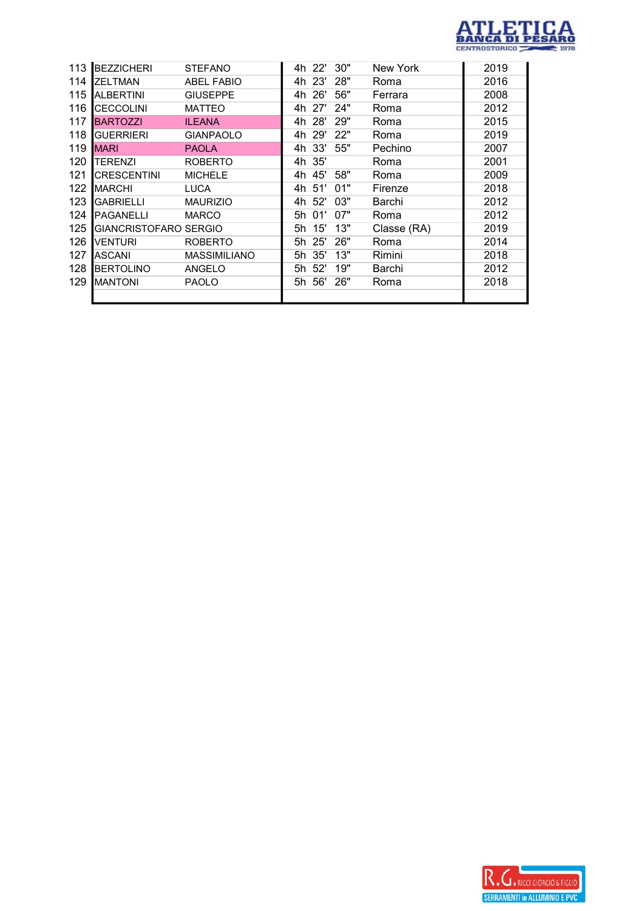| | | | | | | | | |
|---|---|---|---|---|---|---|---|---|
| 113 | BEZZICHERI | STEFANO | 4h | 22' | 30" | New York | 2019 |
| 114 | ZELTMAN | ABEL FABIO | 4h | 23' | 28" | Roma | 2016 |
| 115 | ALBERTINI | GIUSEPPE | 4h | 26' | 56" | Ferrara | 2008 |
| 116 | CECCOLINI | MATTEO | 4h | 27' | 24" | Roma | 2012 |
| 117 | BARTOZZI | ILEANA | 4h | 28' | 29" | Roma | 2015 |
| 118 | GUERRIERI | GIANPAOLO | 4h | 29' | 22" | Roma | 2019 |
| 119 | MARI | PAOLA | 4h | 33' | 55" | Pechino | 2007 |
| 120 | TERENZI | ROBERTO | 4h | 35' | | Roma | 2001 |
| 121 | CRESCENTINI | MICHELE | 4h | 45' | 58" | Roma | 2009 |
| 122 | MARCHI | LUCA | 4h | 51' | 01" | Firenze | 2018 |
| 123 | GABRIELLI | MAURIZIO | 4h | 52' | 03" | Barchi | 2012 |
| 124 | PAGANELLI | MARCO | 5h | 01' | 07" | Roma | 2012 |
| 125 | GIANCRISTOFARO | SERGIO | 5h | 15' | 13" | Classe (RA) | 2019 |
| 126 | VENTURI | ROBERTO | 5h | 25' | 26" | Roma | 2014 |
| 127 | ASCANI | MASSIMILIANO | 5h | 35' | 13" | Rimini | 2018 |
| 128 | BERTOLINO | ANGELO | 5h | 52' | 19" | Barchi | 2012 |
| 129 | MANTONI | PAOLO | 5h | 56' | 26" | Roma | 2018 |